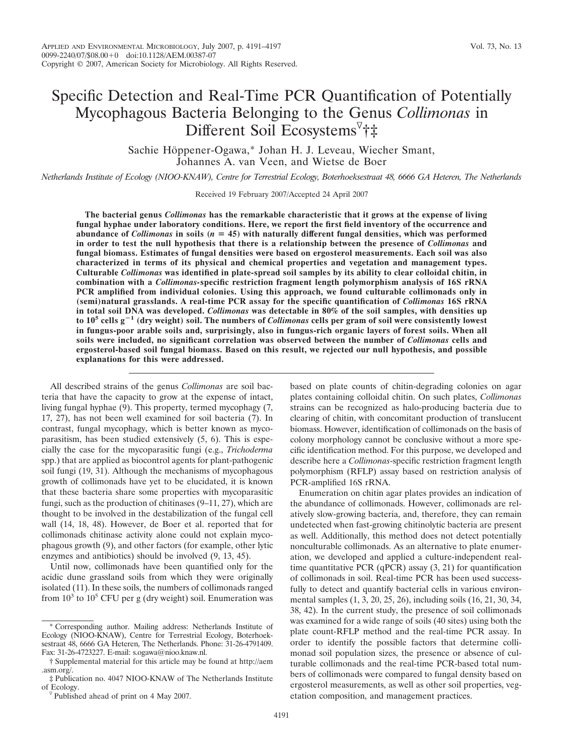# Specific Detection and Real-Time PCR Quantification of Potentially Mycophagous Bacteria Belonging to the Genus *Collimonas* in Different Soil Ecosystems[▽]†‡

Sachie Höppener-Ogawa,* Johan H. J. Leveau, Wiecher Smant, Johannes A. van Veen, and Wietse de Boer

*Netherlands Institute of Ecology (NIOO-KNAW), Centre for Terrestrial Ecology, Boterhoeksestraat 48, 6666 GA Heteren, The Netherlands*

Received 19 February 2007/Accepted 24 April 2007

**The bacterial genus *Collimonas* has the remarkable characteristic that it grows at the expense of living fungal hyphae under laboratory conditions. Here, we report the first field inventory of the occurrence and abundance of *Collimonas* in soils ($n = 45$) with naturally different fungal densities, which was performed in order to test the null hypothesis that there is a relationship between the presence of *Collimonas* and fungal biomass. Estimates of fungal densities were based on ergosterol measurements. Each soil was also characterized in terms of its physical and chemical properties and vegetation and management types. Culturable *Collimonas* was identified in plate-spread soil samples by its ability to clear colloidal chitin, in combination with a *Collimonas*-specific restriction fragment length polymorphism analysis of 16S rRNA PCR amplified from individual colonies. Using this approach, we found culturable collimonads only in (semi)natural grasslands. A real-time PCR assay for the specific quantification of *Collimonas* 16S rRNA in total soil DNA was developed. *Collimonas* was detectable in 80% of the soil samples, with densities up to $10^5$ cells $g^{-1}$ (dry weight) soil. The numbers of *Collimonas* cells per gram of soil were consistently lowest in fungus-poor arable soils and, surprisingly, also in fungus-rich organic layers of forest soils. When all soils were included, no significant correlation was observed between the number of *Collimonas* cells and ergosterol-based soil fungal biomass. Based on this result, we rejected our null hypothesis, and possible explanations for this were addressed.**

All described strains of the genus *Collimonas* are soil bacteria that have the capacity to grow at the expense of intact, living fungal hyphae (9). This property, termed mycophagy (7, 17, 27), has not been well examined for soil bacteria (7). In contrast, fungal mycophagy, which is better known as mycoparasitism, has been studied extensively (5, 6). This is especially the case for the mycoparasitic fungi (e.g., *Trichoderma* spp.) that are applied as biocontrol agents for plant-pathogenic soil fungi (19, 31). Although the mechanisms of mycophagous growth of collimonads have yet to be elucidated, it is known that these bacteria share some properties with mycoparasitic fungi, such as the production of chitinases (9–11, 27), which are thought to be involved in the destabilization of the fungal cell wall (14, 18, 48). However, de Boer et al. reported that for collimonads chitinase activity alone could not explain mycophagous growth (9), and other factors (for example, other lytic enzymes and antibiotics) should be involved (9, 13, 45).

Until now, collimonads have been quantified only for the acidic dune grassland soils from which they were originally isolated (11). In these soils, the numbers of collimonads ranged from $10^3$ to $10^5$ CFU per g (dry weight) soil. Enumeration was based on plate counts of chitin-degrading colonies on agar plates containing colloidal chitin. On such plates, *Collimonas* strains can be recognized as halo-producing bacteria due to clearing of chitin, with concomitant production of translucent biomass. However, identification of collimonads on the basis of colony morphology cannot be conclusive without a more specific identification method. For this purpose, we developed and describe here a *Collimonas*-specific restriction fragment length polymorphism (RFLP) assay based on restriction analysis of PCR-amplified 16S rRNA.

Enumeration on chitin agar plates provides an indication of the abundance of collimonads. However, collimonads are relatively slow-growing bacteria, and, therefore, they can remain undetected when fast-growing chitinolytic bacteria are present as well. Additionally, this method does not detect potentially nonculturable collimonads. As an alternative to plate enumeration, we developed and applied a culture-independent real-time quantitative PCR (qPCR) assay (3, 21) for quantification of collimonads in soil. Real-time PCR has been used successfully to detect and quantify bacterial cells in various environmental samples (1, 3, 20, 25, 26), including soils (16, 21, 30, 34, 38, 42). In the current study, the presence of soil collimonads was examined for a wide range of soils (40 sites) using both the plate count-RFLP method and the real-time PCR assay. In order to identify the possible factors that determine collimonad soil population sizes, the presence or absence of culturable collimonads and the real-time PCR-based total numbers of collimonads were compared to fungal density based on ergosterol measurements, as well as other soil properties, vegetation composition, and management practices.

---

\* Corresponding author. Mailing address: Netherlands Institute of Ecology (NIOO-KNAW), Centre for Terrestrial Ecology, Boterhoeksestraat 48, 6666 GA Heteren, The Netherlands. Phone: 31-26-4791409. Fax: 31-26-4723227. E-mail: s.ogawa@nioo.knaw.nl.

† Supplemental material for this article may be found at http://aem.asm.org/.

‡ Publication no. 4047 NIOO-KNAW of The Netherlands Institute of Ecology.

▽ Published ahead of print on 4 May 2007.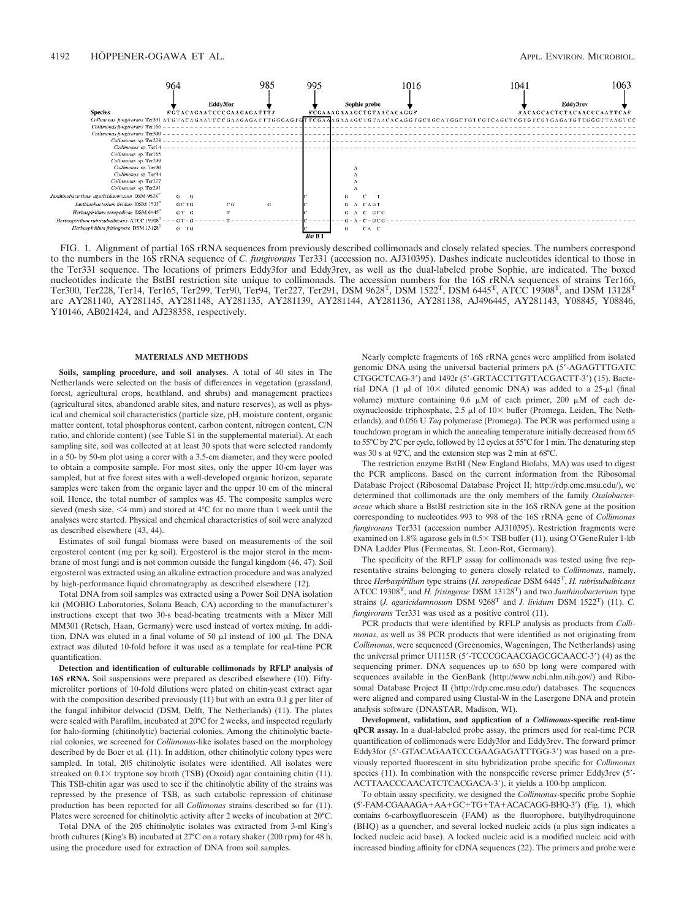FIG. 1. Alignment of partial 16S rRNA sequences from previously described collimonads and closely related species. The numbers correspond to the numbers in the 16S rRNA sequence of *C. fungivorans* Ter331 (accession no. AJ310395). Dashes indicate nucleotides identical to those in the Ter331 sequence. The locations of primers Eddy3for and Eddy3rev, as well as the dual-labeled probe Sophie, are indicated. The boxed nucleotides indicate the BstBI restriction site unique to collimonads. The accession numbers for the 16S rRNA sequences of strains Ter166, Ter300, Ter228, Ter14, Ter165, Ter299, Ter90, Ter94, Ter227, Ter291, DSM 9628ᵀ, DSM 1522ᵀ, DSM 6445ᵀ, ATCC 19308ᵀ, and DSM 13128ᵀ are AY281140, AY281145, AY281148, AY281135, AY281139, AY281144, AY281136, AY281138, AJ496445, AY281143, Y08845, Y08846, Y10146, AB021424, and AJ238358, respectively.

## MATERIALS AND METHODS

**Soils, sampling procedure, and soil analyses.** A total of 40 sites in The Netherlands were selected on the basis of differences in vegetation (grassland, forest, agricultural crops, heathland, and shrubs) and management practices (agricultural sites, abandoned arable sites, and nature reserves), as well as physical and chemical soil characteristics (particle size, pH, moisture content, organic matter content, total phosphorus content, carbon content, nitrogen content, C/N ratio, and chloride content) (see Table S1 in the supplemental material). At each sampling site, soil was collected at at least 30 spots that were selected randomly in a 50- by 50-m plot using a corer with a 3.5-cm diameter, and they were pooled to obtain a composite sample. For most sites, only the upper 10-cm layer was sampled, but at five forest sites with a well-developed organic horizon, separate samples were taken from the organic layer and the upper 10 cm of the mineral soil. Hence, the total number of samples was 45. The composite samples were sieved (mesh size, <4 mm) and stored at 4°C for no more than 1 week until the analyses were started. Physical and chemical characteristics of soil were analyzed as described elsewhere (43, 44).

Estimates of soil fungal biomass were based on measurements of the soil ergosterol content (mg per kg soil). Ergosterol is the major sterol in the membrane of most fungi and is not common outside the fungal kingdom (46, 47). Soil ergosterol was extracted using an alkaline extraction procedure and was analyzed by high-performance liquid chromatography as described elsewhere (12).

Total DNA from soil samples was extracted using a Power Soil DNA isolation kit (MOBIO Laboratories, Solana Beach, CA) according to the manufacturer's instructions except that two 30-s bead-beating treatments with a Mixer Mill MM301 (Retsch, Haan, Germany) were used instead of vortex mixing. In addition, DNA was eluted in a final volume of 50 μl instead of 100 μl. The DNA extract was diluted 10-fold before it was used as a template for real-time PCR quantification.

**Detection and identification of culturable collimonads by RFLP analysis of 16S rRNA.** Soil suspensions were prepared as described elsewhere (10). Fifty-microliter portions of 10-fold dilutions were plated on chitin-yeast extract agar with the composition described previously (11) but with an extra 0.1 g per liter of the fungal inhibitor delvocid (DSM, Delft, The Netherlands) (11). The plates were sealed with Parafilm, incubated at 20°C for 2 weeks, and inspected regularly for halo-forming (chitinolytic) bacterial colonies. Among the chitinolytic bacterial colonies, we screened for *Collimonas*-like isolates based on the morphology described by de Boer et al. (11). In addition, other chitinolytic colony types were sampled. In total, 205 chitinolytic isolates were identified. All isolates were streaked on 0.1× tryptone soy broth (TSB) (Oxoid) agar containing chitin (11). This TSB-chitin agar was used to see if the chitinolytic ability of the strains was repressed by the presence of TSB, as such catabolic repression of chitinase production has been reported for all *Collimonas* strains described so far (11). Plates were screened for chitinolytic activity after 2 weeks of incubation at 20°C.

Total DNA of the 205 chitinolytic isolates was extracted from 3-ml King's broth cultures (King's B) incubated at 27°C on a rotary shaker (200 rpm) for 48 h, using the procedure used for extraction of DNA from soil samples.

Nearly complete fragments of 16S rRNA genes were amplified from isolated genomic DNA using the universal bacterial primers pA (5′-AGAGTTTGATC CTGGCTCAG-3′) and 1492r (5′-GRTACCTTGTTACGACTT-3′) (15). Bacterial DNA (1 μl of 10× diluted genomic DNA) was added to a 25-μl (final volume) mixture containing 0.6 μM of each primer, 200 μM of each deoxynucleoside triphosphate, 2.5 μl of 10× buffer (Promega, Leiden, The Netherlands), and 0.056 U *Taq* polymerase (Promega). The PCR was performed using a touchdown program in which the annealing temperature initially decreased from 65 to 55°C by 2°C per cycle, followed by 12 cycles at 55°C for 1 min. The denaturing step was 30 s at 92°C, and the extension step was 2 min at 68°C.

The restriction enzyme BstBI (New England Biolabs, MA) was used to digest the PCR amplicons. Based on the current information from the Ribosomal Database Project (Ribosomal Database Project II; http://rdp.cme.msu.edu/), we determined that collimonads are the only members of the family *Oxalobacteraceae* which share a BstBI restriction site in the 16S rRNA gene at the position corresponding to nucleotides 993 to 998 of the 16S rRNA gene of *Collimonas fungivorans* Ter331 (accession number AJ310395). Restriction fragments were examined on 1.8% agarose gels in 0.5× TSB buffer (11), using O'GeneRuler 1-kb DNA Ladder Plus (Fermentas, St. Leon-Rot, Germany).

The specificity of the RFLP assay for collimonads was tested using five representative strains belonging to genera closely related to *Collimonas*, namely, three *Herbaspirillum* type strains (*H. seropedicae* DSM 6445ᵀ, *H. rubrisubalbicans* ATCC 19308ᵀ, and *H. frisingense* DSM 13128ᵀ) and two *Janthinobacterium* type strains (*J. agaricidamnosum* DSM 9268ᵀ and *J. lividum* DSM 1522ᵀ) (11). *C. fungivorans* Ter331 was used as a positive control (11).

PCR products that were identified by RFLP analysis as products from *Collimonas*, as well as 38 PCR products that were identified as not originating from *Collimonas*, were sequenced (Greenomics, Wageningen, The Netherlands) using the universal primer U1115R (5′-TCCCGCAACGAGCGCAACC-3′) (4) as the sequencing primer. DNA sequences up to 650 bp long were compared with sequences available in the GenBank (http://www.ncbi.nlm.nih.gov/) and Ribosomal Database Project II (http://rdp.cme.msu.edu/) databases. The sequences were aligned and compared using Clustal-W in the Lasergene DNA and protein analysis software (DNASTAR, Madison, WI).

**Development, validation, and application of a *Collimonas*-specific real-time qPCR assay.** In a dual-labeled probe assay, the primers used for real-time PCR quantification of collimonads were Eddy3for and Eddy3rev. The forward primer Eddy3for (5′-GTACAGAATCCCGAAGAGATTTGG-3′) was based on a previously reported fluorescent in situ hybridization probe specific for *Collimonas* species (11). In combination with the nonspecific reverse primer Eddy3rev (5′-ACTTAACCCAACATCTCACGACA-3′), it yields a 100-bp amplicon.

To obtain assay specificity, we designed the *Collimonas*-specific probe Sophie (5′-FAM-CGAAAGA+AA+GC+TG+TA+ACACAGG-BHQ-3′) (Fig. 1), which contains 6-carboxyfluorescein (FAM) as the fluorophore, butylhydroquinone (BHQ) as a quencher, and several locked nucleic acids (a plus sign indicates a locked nucleic acid base). A locked nucleic acid is a modified nucleic acid with increased binding affinity for cDNA sequences (22). The primers and probe were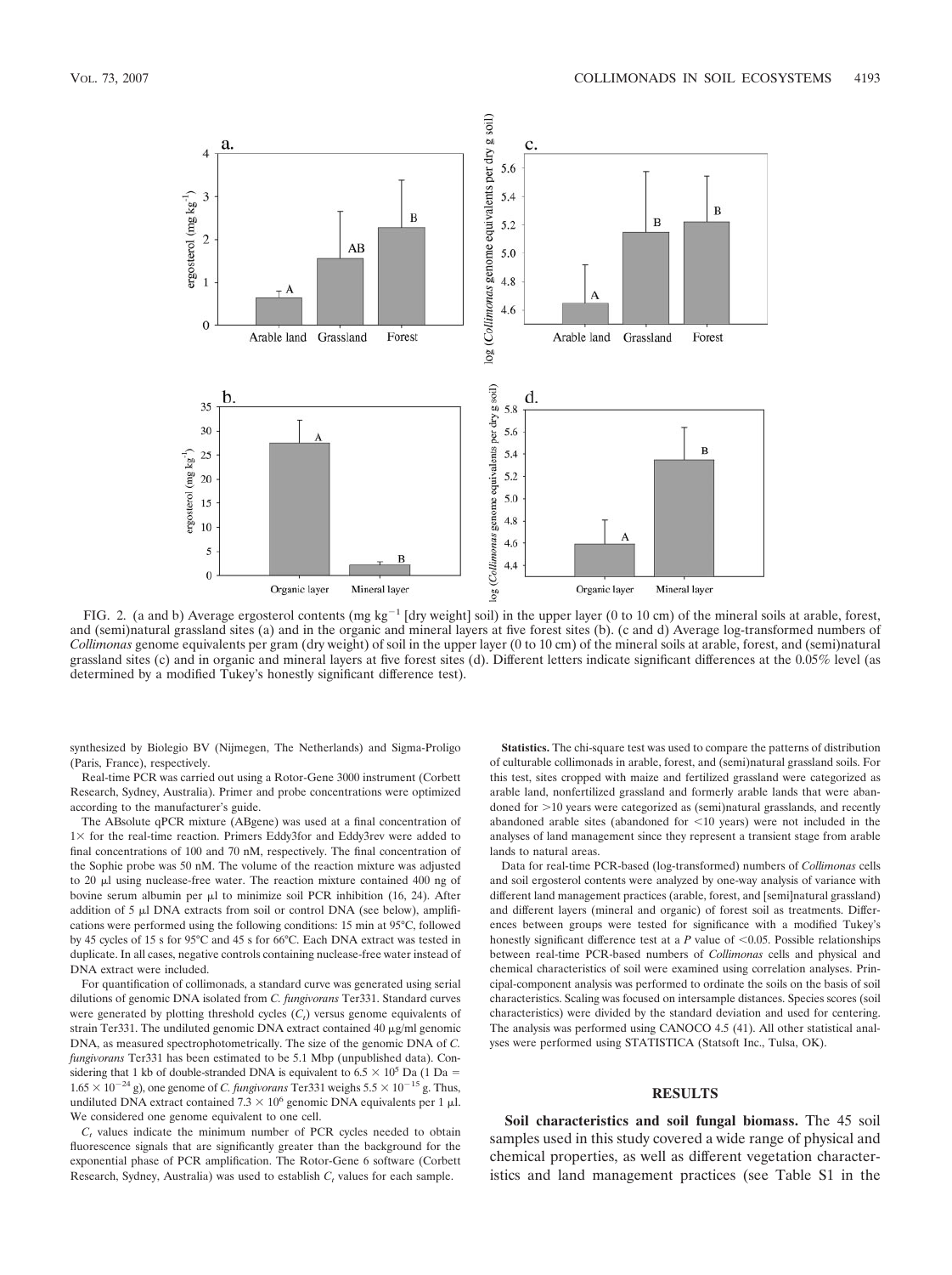FIG. 2. (a and b) Average ergosterol contents (mg kg$^{-1}$ [dry weight] soil) in the upper layer (0 to 10 cm) of the mineral soils at arable, forest, and (semi)natural grassland sites (a) and in the organic and mineral layers at five forest sites (b). (c and d) Average log-transformed numbers of *Collimonas* genome equivalents per gram (dry weight) of soil in the upper layer (0 to 10 cm) of the mineral soils at arable, forest, and (semi)natural grassland sites (c) and in organic and mineral layers at five forest sites (d). Different letters indicate significant differences at the 0.05% level (as determined by a modified Tukey's honestly significant difference test).

synthesized by Biolegio BV (Nijmegen, The Netherlands) and Sigma-Proligo (Paris, France), respectively.

Real-time PCR was carried out using a Rotor-Gene 3000 instrument (Corbett Research, Sydney, Australia). Primer and probe concentrations were optimized according to the manufacturer's guide.

The ABsolute qPCR mixture (ABgene) was used at a final concentration of 1× for the real-time reaction. Primers Eddy3for and Eddy3rev were added to final concentrations of 100 and 70 nM, respectively. The final concentration of the Sophie probe was 50 nM. The volume of the reaction mixture was adjusted to 20 μl using nuclease-free water. The reaction mixture contained 400 ng of bovine serum albumin per μl to minimize soil PCR inhibition (16, 24). After addition of 5 μl DNA extracts from soil or control DNA (see below), amplifications were performed using the following conditions: 15 min at 95°C, followed by 45 cycles of 15 s for 95°C and 45 s for 66°C. Each DNA extract was tested in duplicate. In all cases, negative controls containing nuclease-free water instead of DNA extract were included.

For quantification of collimonads, a standard curve was generated using serial dilutions of genomic DNA isolated from *C. fungivorans* Ter331. Standard curves were generated by plotting threshold cycles ($C_t$) versus genome equivalents of strain Ter331. The undiluted genomic DNA extract contained 40 μg/ml genomic DNA, as measured spectrophotometrically. The size of the genomic DNA of *C. fungivorans* Ter331 has been estimated to be 5.1 Mbp (unpublished data). Considering that 1 kb of double-stranded DNA is equivalent to $6.5 \times 10^5$ Da (1 Da = $1.65 \times 10^{-24}$ g), one genome of *C. fungivorans* Ter331 weighs $5.5 \times 10^{-15}$ g. Thus, undiluted DNA extract contained $7.3 \times 10^6$ genomic DNA equivalents per 1 μl. We considered one genome equivalent to one cell.

$C_t$ values indicate the minimum number of PCR cycles needed to obtain fluorescence signals that are significantly greater than the background for the exponential phase of PCR amplification. The Rotor-Gene 6 software (Corbett Research, Sydney, Australia) was used to establish $C_t$ values for each sample.

**Statistics.** The chi-square test was used to compare the patterns of distribution of culturable collimonads in arable, forest, and (semi)natural grassland soils. For this test, sites cropped with maize and fertilized grassland were categorized as arable land, nonfertilized grassland and formerly arable lands that were abandoned for >10 years were categorized as (semi)natural grasslands, and recently abandoned arable sites (abandoned for <10 years) were not included in the analyses of land management since they represent a transient stage from arable lands to natural areas.

Data for real-time PCR-based (log-transformed) numbers of *Collimonas* cells and soil ergosterol contents were analyzed by one-way analysis of variance with different land management practices (arable, forest, and [semi]natural grassland) and different layers (mineral and organic) of forest soil as treatments. Differences between groups were tested for significance with a modified Tukey's honestly significant difference test at a $P$ value of <0.05. Possible relationships between real-time PCR-based numbers of *Collimonas* cells and physical and chemical characteristics of soil were examined using correlation analyses. Principal-component analysis was performed to ordinate the soils on the basis of soil characteristics. Scaling was focused on intersample distances. Species scores (soil characteristics) were divided by the standard deviation and used for centering. The analysis was performed using CANOCO 4.5 (41). All other statistical analyses were performed using STATISTICA (Statsoft Inc., Tulsa, OK).

## RESULTS

**Soil characteristics and soil fungal biomass.** The 45 soil samples used in this study covered a wide range of physical and chemical properties, as well as different vegetation characteristics and land management practices (see Table S1 in the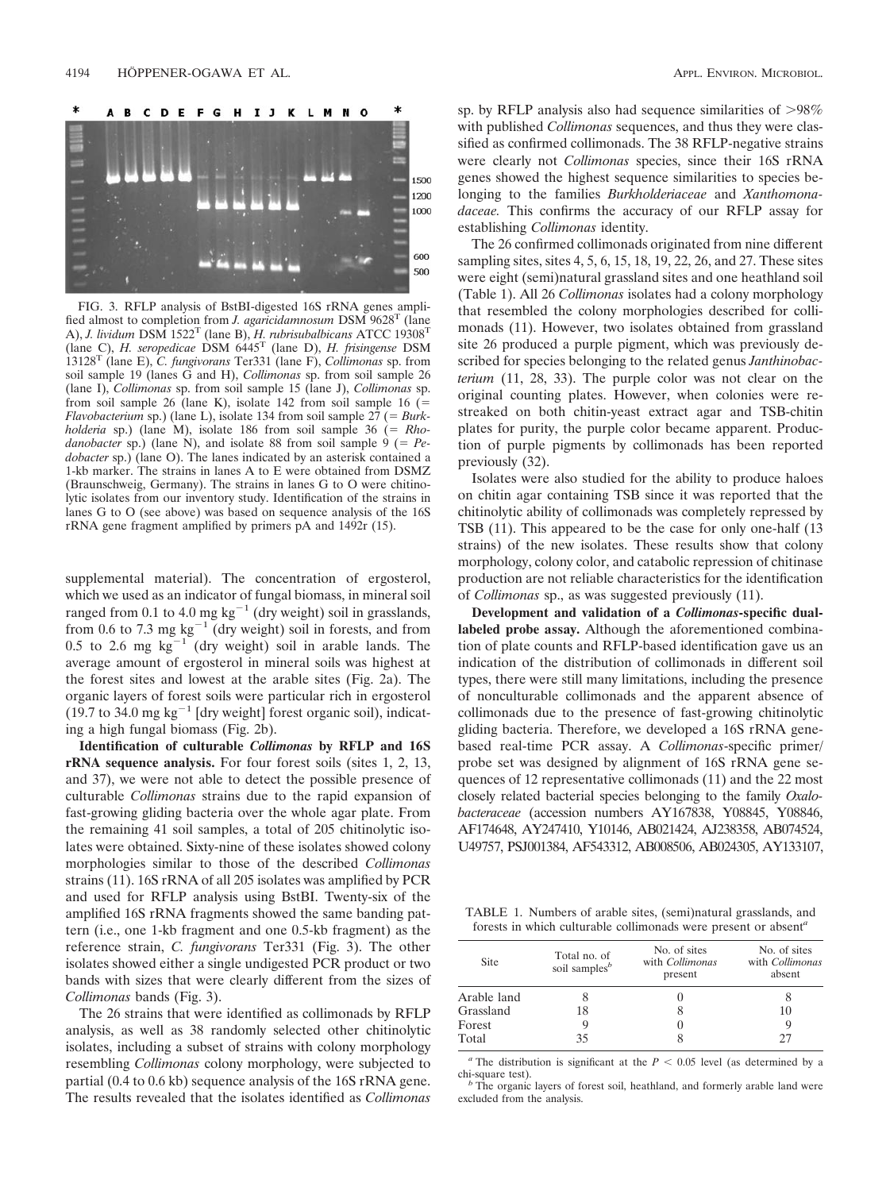FIG. 3. RFLP analysis of BstBI-digested 16S rRNA genes amplified almost to completion from *J. agaricidamnosum* DSM 9628[T] (lane A), *J. lividum* DSM 1522[T] (lane B), *H. rubrisubalbicans* ATCC 19308[T] (lane C), *H. seropedicae* DSM 6445[T] (lane D), *H. frisingense* DSM 13128[T] (lane E), *C. fungivorans* Ter331 (lane F), *Collimonas* sp. from soil sample 19 (lanes G and H), *Collimonas* sp. from soil sample 26 (lane I), *Collimonas* sp. from soil sample 15 (lane J), *Collimonas* sp. from soil sample 26 (lane K), isolate 142 from soil sample 16 (= *Flavobacterium* sp.) (lane L), isolate 134 from soil sample 27 (= *Burkholderia* sp.) (lane M), isolate 186 from soil sample 36 (= *Rhodanobacter* sp.) (lane N), and isolate 88 from soil sample 9 (= *Pedobacter* sp.) (lane O). The lanes indicated by an asterisk contained a 1-kb marker. The strains in lanes A to E were obtained from DSMZ (Braunschweig, Germany). The strains in lanes G to O were chitinolytic isolates from our inventory study. Identification of the strains in lanes G to O (see above) was based on sequence analysis of the 16S rRNA gene fragment amplified by primers pA and 1492r (15).

supplemental material). The concentration of ergosterol, which we used as an indicator of fungal biomass, in mineral soil ranged from 0.1 to 4.0 mg $kg^{-1}$ (dry weight) soil in grasslands, from 0.6 to 7.3 mg $kg^{-1}$ (dry weight) soil in forests, and from 0.5 to 2.6 mg $kg^{-1}$ (dry weight) soil in arable lands. The average amount of ergosterol in mineral soils was highest at the forest sites and lowest at the arable sites (Fig. 2a). The organic layers of forest soils were particular rich in ergosterol (19.7 to 34.0 mg $kg^{-1}$ [dry weight] forest organic soil), indicating a high fungal biomass (Fig. 2b).

**Identification of culturable *Collimonas* by RFLP and 16S rRNA sequence analysis.** For four forest soils (sites 1, 2, 13, and 37), we were not able to detect the possible presence of culturable *Collimonas* strains due to the rapid expansion of fast-growing gliding bacteria over the whole agar plate. From the remaining 41 soil samples, a total of 205 chitinolytic isolates were obtained. Sixty-nine of these isolates showed colony morphologies similar to those of the described *Collimonas* strains (11). 16S rRNA of all 205 isolates was amplified by PCR and used for RFLP analysis using BstBI. Twenty-six of the amplified 16S rRNA fragments showed the same banding pattern (i.e., one 1-kb fragment and one 0.5-kb fragment) as the reference strain, *C. fungivorans* Ter331 (Fig. 3). The other isolates showed either a single undigested PCR product or two bands with sizes that were clearly different from the sizes of *Collimonas* bands (Fig. 3).

The 26 strains that were identified as collimonads by RFLP analysis, as well as 38 randomly selected other chitinolytic isolates, including a subset of strains with colony morphology resembling *Collimonas* colony morphology, were subjected to partial (0.4 to 0.6 kb) sequence analysis of the 16S rRNA gene. The results revealed that the isolates identified as *Collimonas* sp. by RFLP analysis also had sequence similarities of >98% with published *Collimonas* sequences, and thus they were classified as confirmed collimonads. The 38 RFLP-negative strains were clearly not *Collimonas* species, since their 16S rRNA genes showed the highest sequence similarities to species belonging to the families *Burkholderiaceae* and *Xanthomonadaceae.* This confirms the accuracy of our RFLP assay for establishing *Collimonas* identity.

The 26 confirmed collimonads originated from nine different sampling sites, sites 4, 5, 6, 15, 18, 19, 22, 26, and 27. These sites were eight (semi)natural grassland sites and one heathland soil (Table 1). All 26 *Collimonas* isolates had a colony morphology that resembled the colony morphologies described for collimonads (11). However, two isolates obtained from grassland site 26 produced a purple pigment, which was previously described for species belonging to the related genus *Janthinobacterium* (11, 28, 33). The purple color was not clear on the original counting plates. However, when colonies were restreaked on both chitin-yeast extract agar and TSB-chitin plates for purity, the purple color became apparent. Production of purple pigments by collimonads has been reported previously (32).

Isolates were also studied for the ability to produce haloes on chitin agar containing TSB since it was reported that the chitinolytic ability of collimonads was completely repressed by TSB (11). This appeared to be the case for only one-half (13 strains) of the new isolates. These results show that colony morphology, colony color, and catabolic repression of chitinase production are not reliable characteristics for the identification of *Collimonas* sp., as was suggested previously (11).

**Development and validation of a *Collimonas*-specific dual-labeled probe assay.** Although the aforementioned combination of plate counts and RFLP-based identification gave us an indication of the distribution of collimonads in different soil types, there were still many limitations, including the presence of nonculturable collimonads and the apparent absence of collimonads due to the presence of fast-growing chitinolytic gliding bacteria. Therefore, we developed a 16S rRNA gene-based real-time PCR assay. A *Collimonas*-specific primer/probe set was designed by alignment of 16S rRNA gene sequences of 12 representative collimonads (11) and the 22 most closely related bacterial species belonging to the family *Oxalobacteraceae* (accession numbers AY167838, Y08845, Y08846, AF174648, AY247410, Y10146, AB021424, AJ238358, AB074524, U49757, PSJ001384, AF543312, AB008506, AB024305, AY133107,

TABLE 1. Numbers of arable sites, (semi)natural grasslands, and forests in which culturable collimonads were present or absent[a]

| Site | Total no. of soil samples[b] | No. of sites with *Collimonas* present | No. of sites with *Collimonas* absent |
|---|---|---|---|
| Arable land | 8 | 0 | 8 |
| Grassland | 18 | 8 | 10 |
| Forest | 9 | 0 | 9 |
| Total | 35 | 8 | 27 |

[a] The distribution is significant at the $P < 0.05$ level (as determined by a chi-square test).

[b] The organic layers of forest soil, heathland, and formerly arable land were excluded from the analysis.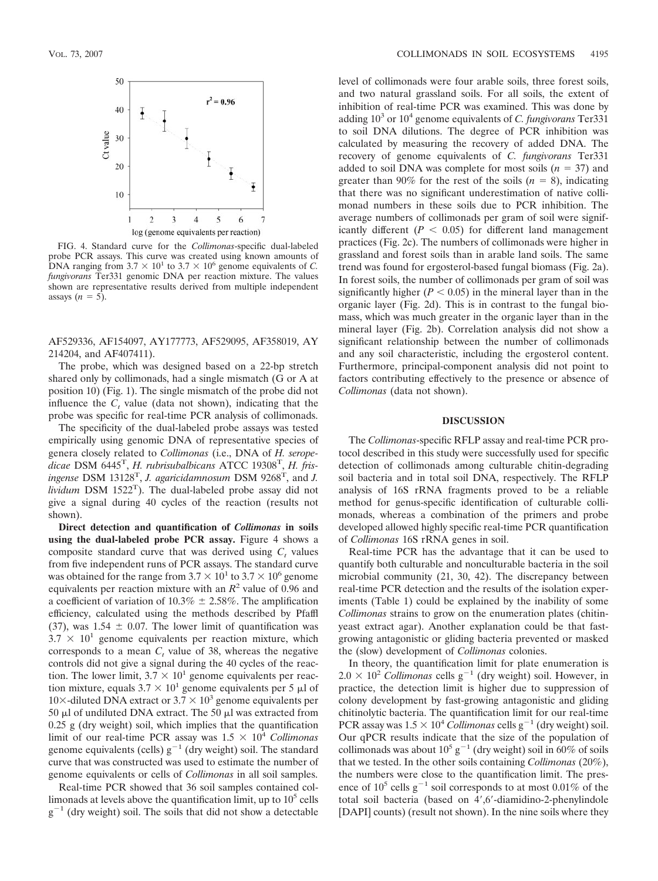FIG. 4. Standard curve for the *Collimonas*-specific dual-labeled probe PCR assays. This curve was created using known amounts of DNA ranging from $3.7 \times 10^1$ to $3.7 \times 10^6$ genome equivalents of *C. fungivorans* Ter331 genomic DNA per reaction mixture. The values shown are representative results derived from multiple independent assays ($n = 5$).

AF529336, AF154097, AY177773, AF529095, AF358019, AY 214204, and AF407411).

The probe, which was designed based on a 22-bp stretch shared only by collimonads, had a single mismatch (G or A at position 10) (Fig. 1). The single mismatch of the probe did not influence the $C_t$ value (data not shown), indicating that the probe was specific for real-time PCR analysis of collimonads.

The specificity of the dual-labeled probe assays was tested empirically using genomic DNA of representative species of genera closely related to *Collimonas* (i.e., DNA of *H. seropedicae* DSM 6445$^T$, *H. rubrisubalbicans* ATCC 19308$^T$, *H. frisingense* DSM 13128$^T$, *J. agaricidamnosum* DSM 9268$^T$, and *J. lividum* DSM 1522$^T$). The dual-labeled probe assay did not give a signal during 40 cycles of the reaction (results not shown).

**Direct detection and quantification of *Collimonas* in soils using the dual-labeled probe PCR assay.** Figure 4 shows a composite standard curve that was derived using $C_t$ values from five independent runs of PCR assays. The standard curve was obtained for the range from $3.7 \times 10^1$ to $3.7 \times 10^6$ genome equivalents per reaction mixture with an $R^2$ value of 0.96 and a coefficient of variation of 10.3% ± 2.58%. The amplification efficiency, calculated using the methods described by Pfaffl (37), was 1.54 ± 0.07. The lower limit of quantification was $3.7 \times 10^1$ genome equivalents per reaction mixture, which corresponds to a mean $C_t$ value of 38, whereas the negative controls did not give a signal during the 40 cycles of the reaction. The lower limit, $3.7 \times 10^1$ genome equivalents per reaction mixture, equals $3.7 \times 10^1$ genome equivalents per 5 μl of 10×-diluted DNA extract or $3.7 \times 10^3$ genome equivalents per 50 μl of undiluted DNA extract. The 50 μl was extracted from 0.25 g (dry weight) soil, which implies that the quantification limit of our real-time PCR assay was $1.5 \times 10^4$ *Collimonas* genome equivalents (cells) $g^{-1}$ (dry weight) soil. The standard curve that was constructed was used to estimate the number of genome equivalents or cells of *Collimonas* in all soil samples.

Real-time PCR showed that 36 soil samples contained collimonads at levels above the quantification limit, up to $10^5$ cells $g^{-1}$ (dry weight) soil. The soils that did not show a detectable level of collimonads were four arable soils, three forest soils, and two natural grassland soils. For all soils, the extent of inhibition of real-time PCR was examined. This was done by adding $10^3$ or $10^4$ genome equivalents of *C. fungivorans* Ter331 to soil DNA dilutions. The degree of PCR inhibition was calculated by measuring the recovery of added DNA. The recovery of genome equivalents of *C. fungivorans* Ter331 added to soil DNA was complete for most soils ($n = 37$) and greater than 90% for the rest of the soils ($n = 8$), indicating that there was no significant underestimation of native collimonad numbers in these soils due to PCR inhibition. The average numbers of collimonads per gram of soil were significantly different ($P < 0.05$) for different land management practices (Fig. 2c). The numbers of collimonads were higher in grassland and forest soils than in arable land soils. The same trend was found for ergosterol-based fungal biomass (Fig. 2a). In forest soils, the number of collimonads per gram of soil was significantly higher ($P < 0.05$) in the mineral layer than in the organic layer (Fig. 2d). This is in contrast to the fungal biomass, which was much greater in the organic layer than in the mineral layer (Fig. 2b). Correlation analysis did not show a significant relationship between the number of collimonads and any soil characteristic, including the ergosterol content. Furthermore, principal-component analysis did not point to factors contributing effectively to the presence or absence of *Collimonas* (data not shown).

## DISCUSSION

The *Collimonas*-specific RFLP assay and real-time PCR protocol described in this study were successfully used for specific detection of collimonads among culturable chitin-degrading soil bacteria and in total soil DNA, respectively. The RFLP analysis of 16S rRNA fragments proved to be a reliable method for genus-specific identification of culturable collimonads, whereas a combination of the primers and probe developed allowed highly specific real-time PCR quantification of *Collimonas* 16S rRNA genes in soil.

Real-time PCR has the advantage that it can be used to quantify both culturable and nonculturable bacteria in the soil microbial community (21, 30, 42). The discrepancy between real-time PCR detection and the results of the isolation experiments (Table 1) could be explained by the inability of some *Collimonas* strains to grow on the enumeration plates (chitin-yeast extract agar). Another explanation could be that fast-growing antagonistic or gliding bacteria prevented or masked the (slow) development of *Collimonas* colonies.

In theory, the quantification limit for plate enumeration is $2.0 \times 10^2$ *Collimonas* cells $g^{-1}$ (dry weight) soil. However, in practice, the detection limit is higher due to suppression of colony development by fast-growing antagonistic and gliding chitinolytic bacteria. The quantification limit for our real-time PCR assay was $1.5 \times 10^4$ *Collimonas* cells $g^{-1}$ (dry weight) soil. Our qPCR results indicate that the size of the population of collimonads was about $10^5$ $g^{-1}$ (dry weight) soil in 60% of soils that we tested. In the other soils containing *Collimonas* (20%), the numbers were close to the quantification limit. The presence of $10^5$ cells $g^{-1}$ soil corresponds to at most 0.01% of the total soil bacteria (based on 4′,6′-diamidino-2-phenylindole [DAPI] counts) (result not shown). In the nine soils where they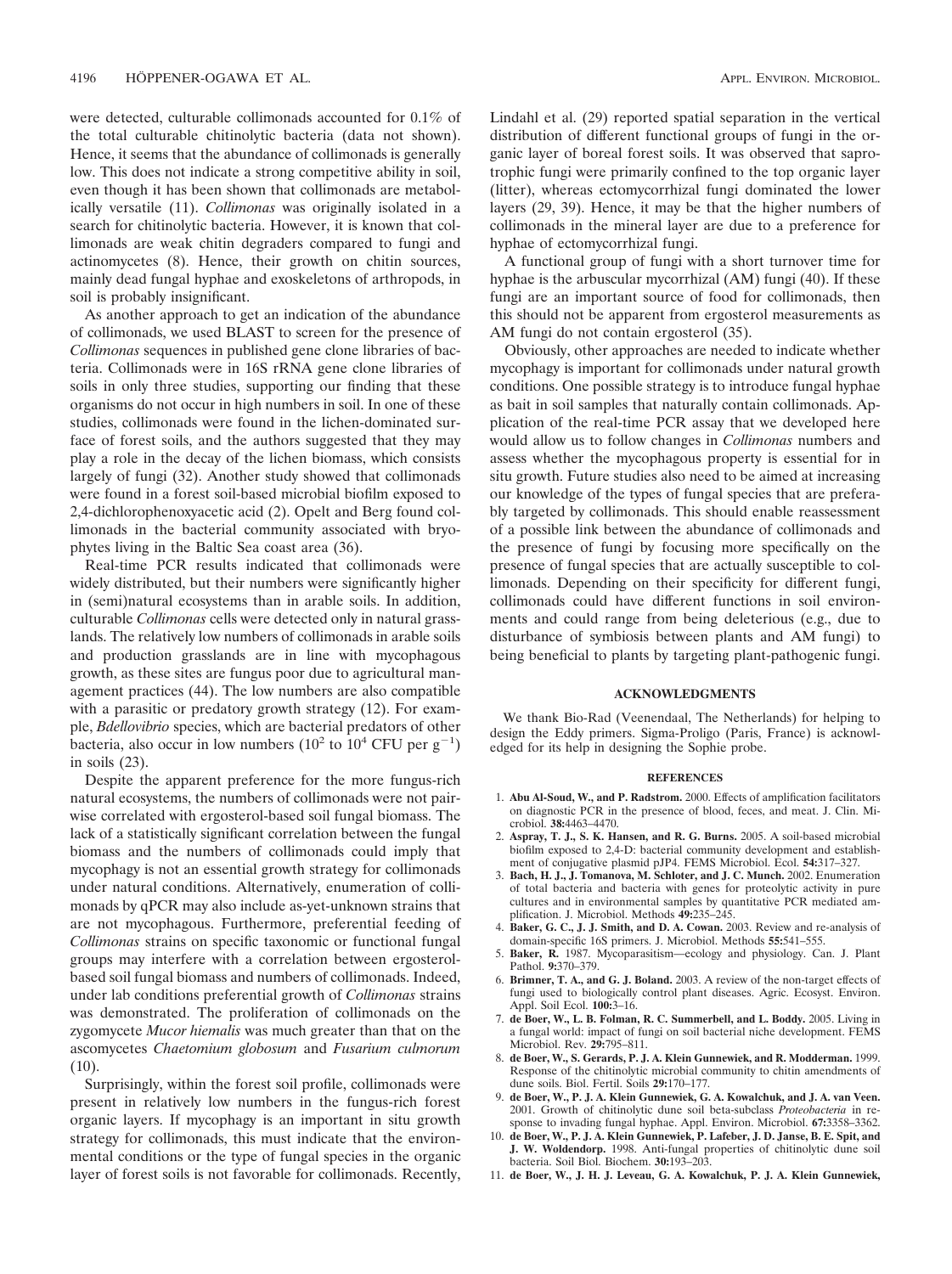were detected, culturable collimonads accounted for 0.1% of the total culturable chitinolytic bacteria (data not shown). Hence, it seems that the abundance of collimonads is generally low. This does not indicate a strong competitive ability in soil, even though it has been shown that collimonads are metabolically versatile (11). *Collimonas* was originally isolated in a search for chitinolytic bacteria. However, it is known that collimonads are weak chitin degraders compared to fungi and actinomycetes (8). Hence, their growth on chitin sources, mainly dead fungal hyphae and exoskeletons of arthropods, in soil is probably insignificant.

As another approach to get an indication of the abundance of collimonads, we used BLAST to screen for the presence of *Collimonas* sequences in published gene clone libraries of bacteria. Collimonads were in 16S rRNA gene clone libraries of soils in only three studies, supporting our finding that these organisms do not occur in high numbers in soil. In one of these studies, collimonads were found in the lichen-dominated surface of forest soils, and the authors suggested that they may play a role in the decay of the lichen biomass, which consists largely of fungi (32). Another study showed that collimonads were found in a forest soil-based microbial biofilm exposed to 2,4-dichlorophenoxyacetic acid (2). Opelt and Berg found collimonads in the bacterial community associated with bryophytes living in the Baltic Sea coast area (36).

Real-time PCR results indicated that collimonads were widely distributed, but their numbers were significantly higher in (semi)natural ecosystems than in arable soils. In addition, culturable *Collimonas* cells were detected only in natural grasslands. The relatively low numbers of collimonads in arable soils and production grasslands are in line with mycophagous growth, as these sites are fungus poor due to agricultural management practices (44). The low numbers are also compatible with a parasitic or predatory growth strategy (12). For example, *Bdellovibrio* species, which are bacterial predators of other bacteria, also occur in low numbers ($10^2$ to $10^4$ CFU per $g^{-1}$) in soils (23).

Despite the apparent preference for the more fungus-rich natural ecosystems, the numbers of collimonads were not pairwise correlated with ergosterol-based soil fungal biomass. The lack of a statistically significant correlation between the fungal biomass and the numbers of collimonads could imply that mycophagy is not an essential growth strategy for collimonads under natural conditions. Alternatively, enumeration of collimonads by qPCR may also include as-yet-unknown strains that are not mycophagous. Furthermore, preferential feeding of *Collimonas* strains on specific taxonomic or functional fungal groups may interfere with a correlation between ergosterol-based soil fungal biomass and numbers of collimonads. Indeed, under lab conditions preferential growth of *Collimonas* strains was demonstrated. The proliferation of collimonads on the zygomycete *Mucor hiemalis* was much greater than that on the ascomycetes *Chaetomium globosum* and *Fusarium culmorum* (10).

Surprisingly, within the forest soil profile, collimonads were present in relatively low numbers in the fungus-rich forest organic layers. If mycophagy is an important in situ growth strategy for collimonads, this must indicate that the environmental conditions or the type of fungal species in the organic layer of forest soils is not favorable for collimonads. Recently, Lindahl et al. (29) reported spatial separation in the vertical distribution of different functional groups of fungi in the organic layer of boreal forest soils. It was observed that saprotrophic fungi were primarily confined to the top organic layer (litter), whereas ectomycorrhizal fungi dominated the lower layers (29, 39). Hence, it may be that the higher numbers of collimonads in the mineral layer are due to a preference for hyphae of ectomycorrhizal fungi.

A functional group of fungi with a short turnover time for hyphae is the arbuscular mycorrhizal (AM) fungi (40). If these fungi are an important source of food for collimonads, then this should not be apparent from ergosterol measurements as AM fungi do not contain ergosterol (35).

Obviously, other approaches are needed to indicate whether mycophagy is important for collimonads under natural growth conditions. One possible strategy is to introduce fungal hyphae as bait in soil samples that naturally contain collimonads. Application of the real-time PCR assay that we developed here would allow us to follow changes in *Collimonas* numbers and assess whether the mycophagous property is essential for in situ growth. Future studies also need to be aimed at increasing our knowledge of the types of fungal species that are preferably targeted by collimonads. This should enable reassessment of a possible link between the abundance of collimonads and the presence of fungi by focusing more specifically on the presence of fungal species that are actually susceptible to collimonads. Depending on their specificity for different fungi, collimonads could have different functions in soil environments and could range from being deleterious (e.g., due to disturbance of symbiosis between plants and AM fungi) to being beneficial to plants by targeting plant-pathogenic fungi.

## ACKNOWLEDGMENTS

We thank Bio-Rad (Veenendaal, The Netherlands) for helping to design the Eddy primers. Sigma-Proligo (Paris, France) is acknowledged for its help in designing the Sophie probe.

## REFERENCES

1. **Abu Al-Soud, W., and P. Radstrom.** 2000. Effects of amplification facilitators on diagnostic PCR in the presence of blood, feces, and meat. J. Clin. Microbiol. **38:**4463–4470.
2. **Aspray, T. J., S. K. Hansen, and R. G. Burns.** 2005. A soil-based microbial biofilm exposed to 2,4-D: bacterial community development and establishment of conjugative plasmid pJP4. FEMS Microbiol. Ecol. **54:**317–327.
3. **Bach, H. J., J. Tomanova, M. Schloter, and J. C. Munch.** 2002. Enumeration of total bacteria and bacteria with genes for proteolytic activity in pure cultures and in environmental samples by quantitative PCR mediated amplification. J. Microbiol. Methods **49:**235–245.
4. **Baker, G. C., J. J. Smith, and D. A. Cowan.** 2003. Review and re-analysis of domain-specific 16S primers. J. Microbiol. Methods **55:**541–555.
5. **Baker, R.** 1987. Mycoparasitism—ecology and physiology. Can. J. Plant Pathol. **9:**370–379.
6. **Brimner, T. A., and G. J. Boland.** 2003. A review of the non-target effects of fungi used to biologically control plant diseases. Agric. Ecosyst. Environ. Appl. Soil Ecol. **100:**3–16.
7. **de Boer, W., L. B. Folman, R. C. Summerbell, and L. Boddy.** 2005. Living in a fungal world: impact of fungi on soil bacterial niche development. FEMS Microbiol. Rev. **29:**795–811.
8. **de Boer, W., S. Gerards, P. J. A. Klein Gunnewiek, and R. Modderman.** 1999. Response of the chitinolytic microbial community to chitin amendments of dune soils. Biol. Fertil. Soils **29:**170–177.
9. **de Boer, W., P. J. A. Klein Gunnewiek, G. A. Kowalchuk, and J. A. van Veen.** 2001. Growth of chitinolytic dune soil beta-subclass *Proteobacteria* in response to invading fungal hyphae. Appl. Environ. Microbiol. **67:**3358–3362.
10. **de Boer, W., P. J. A. Klein Gunnewiek, P. Lafeber, J. D. Janse, B. E. Spit, and J. W. Woldendorp.** 1998. Anti-fungal properties of chitinolytic dune soil bacteria. Soil Biol. Biochem. **30:**193–203.
11. **de Boer, W., J. H. J. Leveau, G. A. Kowalchuk, P. J. A. Klein Gunnewiek,**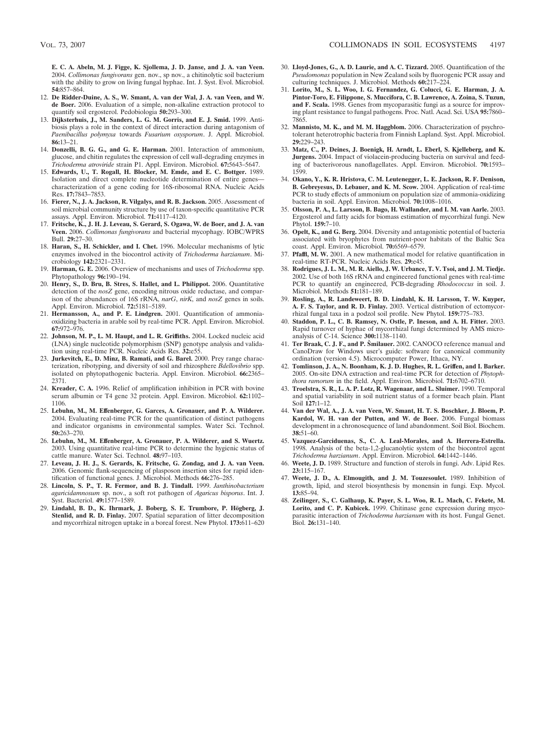E. C. A. Abeln, M. J. Figge, K. Sjollema, J. D. Janse, and J. A. van Veen. 2004. *Collimonas fungivorans* gen. nov., sp nov., a chitinolytic soil bacterium with the ability to grow on living fungal hyphae. Int. J. Syst. Evol. Microbiol. **54:**857–864.

12. **De Ridder-Duine, A. S., W. Smant, A. van der Wal, J. A. van Veen, and W. de Boer.** 2006. Evaluation of a simple, non-alkaline extraction protocol to quantify soil ergosterol. Pedobiologia **50:**293–300.
13. **Dijksterhuis, J., M. Sanders, L. G. M. Gorris, and E. J. Smid.** 1999. Antibiosis plays a role in the context of direct interaction during antagonism of *Paenibacillus polymyxa* towards *Fusarium oxysporum*. J. Appl. Microbiol. **86:**13–21.
14. **Donzelli, B. G. G., and G. E. Harman.** 2001. Interaction of ammonium, glucose, and chitin regulates the expression of cell wall-degrading enzymes in *Trichoderma atroviride* strain P1. Appl. Environ. Microbiol. **67:**5643–5647.
15. **Edwards, U., T. Rogall, H. Blocker, M. Emde, and E. C. Bottger.** 1989. Isolation and direct complete nucleotide determination of entire genes—characterization of a gene coding for 16S-ribosomal RNA. Nucleic Acids Res. **17:**7843–7853.
16. **Fierer, N., J. A. Jackson, R. Vilgalys, and R. B. Jackson.** 2005. Assessment of soil microbial community structure by use of taxon-specific quantitative PCR assays. Appl. Environ. Microbiol. **71:**4117–4120.
17. **Fritsche, K., J. H. J. Leveau, S. Gerard, S. Ogawa, W. de Boer, and J. A. van Veen.** 2006. *Collimonas fungivorans* and bacterial mycophagy. IOBC/WPRS Bull. **29:**27–30.
18. **Haran, S., H. Schickler, and I. Chet.** 1996. Molecular mechanisms of lytic enzymes involved in the biocontrol activity of *Trichoderma harzianum*. Microbiology **142:**2321–2331.
19. **Harman, G. E.** 2006. Overview of mechanisms and uses of *Trichoderma* spp. Phytopathology **96:**190–194.
20. **Henry, S., D. Bru, B. Stres, S. Hallet, and L. Philippot.** 2006. Quantitative detection of the *nosZ* gene, encoding nitrous oxide reductase, and comparison of the abundances of 16S rRNA, *narG*, *nirK*, and *nosZ* genes in soils. Appl. Environ. Microbiol. **72:**5181–5189.
21. **Hermansson, A., and P. E. Lindgren.** 2001. Quantification of ammonia-oxidizing bacteria in arable soil by real-time PCR. Appl. Environ. Microbiol. **67:**972–976.
22. **Johnson, M. P., L. M. Haupt, and L. R. Griffiths.** 2004. Locked nucleic acid (LNA) single nucleotide polymorphism (SNP) genotype analysis and validation using real-time PCR. Nucleic Acids Res. **32:**e55.
23. **Jurkevitch, E., D. Minz, B. Ramati, and G. Barel.** 2000. Prey range characterization, ribotyping, and diversity of soil and rhizosphere *Bdellovibrio* spp. isolated on phytopathogenic bacteria. Appl. Environ. Microbiol. **66:**2365–2371.
24. **Kreader, C. A.** 1996. Relief of amplification inhibition in PCR with bovine serum albumin or T4 gene 32 protein. Appl. Environ. Microbiol. **62:**1102–1106.
25. **Lebuhn, M., M. Effenberger, G. Garces, A. Gronauer, and P. A. Wilderer.** 2004. Evaluating real-time PCR for the quantification of distinct pathogens and indicator organisms in environmental samples. Water Sci. Technol. **50:**263–270.
26. **Lebuhn, M., M. Effenberger, A. Gronauer, P. A. Wilderer, and S. Wuertz.** 2003. Using quantitative real-time PCR to determine the hygienic status of cattle manure. Water Sci. Technol. **48:**97–103.
27. **Leveau, J. H. J., S. Gerards, K. Fritsche, G. Zondag, and J. A. van Veen.** 2006. Genomic flank-sequencing of plasposon insertion sites for rapid identification of functional genes. J. Microbiol. Methods **66:**276–285.
28. **Lincoln, S. P., T. R. Fermor, and B. J. Tindall.** 1999. *Janthinobacterium agaricidamnosum* sp. nov., a soft rot pathogen of *Agaricus bisporus*. Int. J. Syst. Bacteriol. **49:**1577–1589.
29. **Lindahl, B. D., K. Ihrmark, J. Boberg, S. E. Trumbore, P. Högberg, J. Stenlid, and R. D. Finlay.** 2007. Spatial separation of litter decomposition and mycorrhizal nitrogen uptake in a boreal forest. New Phytol. **173:**611–620
30. **Lloyd-Jones, G., A. D. Laurie, and A. C. Tizzard.** 2005. Quantification of the *Pseudomonas* population in New Zealand soils by fluorogenic PCR assay and culturing techniques. J. Microbiol. Methods **60:**217–224.
31. **Lorito, M., S. L. Woo, I. G. Fernandez, G. Colucci, G. E. Harman, J. A. Pintor-Toro, E. Filippone, S. Muccifora, C. B. Lawrence, A. Zoina, S. Tuzun, and F. Scala.** 1998. Genes from mycoparasitic fungi as a source for improving plant resistance to fungal pathogens. Proc. Natl. Acad. Sci. USA **95:**7860–7865.
32. **Mannisto, M. K., and M. M. Haggblom.** 2006. Characterization of psychrotolerant heterotrophic bacteria from Finnish Lapland. Syst. Appl. Microbiol. **29:**229–243.
33. **Matz, C., P. Deines, J. Boenigk, H. Arndt, L. Eberl, S. Kjelleberg, and K. Jurgens.** 2004. Impact of violacein-producing bacteria on survival and feeding of bacterivorous nanoflagellates. Appl. Environ. Microbiol. **70:**1593–1599.
34. **Okano, Y., K. R. Hristova, C. M. Leutenegger, L. E. Jackson, R. F. Denison, B. Gebreyesus, D. Lebauer, and K. M. Scow.** 2004. Application of real-time PCR to study effects of ammonium on population size of ammonia-oxidizing bacteria in soil. Appl. Environ. Microbiol. **70:**1008–1016.
35. **Olsson, P. A., L. Larsson, B. Bago, H. Wallander, and I. M. van Aarle.** 2003. Ergosterol and fatty acids for biomass estimation of mycorrhizal fungi. New Phytol. **159:**7–10.
36. **Opelt, K., and G. Berg.** 2004. Diversity and antagonistic potential of bacteria associated with bryophytes from nutrient-poor habitats of the Baltic Sea coast. Appl. Environ. Microbiol. **70:**6569–6579.
37. **Pfaffl, M. W.** 2001. A new mathematical model for relative quantification in real-time RT-PCR. Nucleic Acids Res. **29:**e45.
38. **Rodrigues, J. L. M., M. R. Aiello, J. W. Urbance, T. V. Tsoi, and J. M. Tiedje.** 2002. Use of both 16S rRNA and engineered functional genes with real-time PCR to quantify an engineered, PCB-degrading *Rhodococcus* in soil. J. Microbiol. Methods **51:**181–189.
39. **Rosling, A., R. Landeweert, B. D. Lindahl, K. H. Larsson, T. W. Kuyper, A. F. S. Taylor, and R. D. Finlay.** 2003. Vertical distribution of ectomycorrhizal fungal taxa in a podzol soil profile. New Phytol. **159:**775–783.
40. **Staddon, P. L., C. B. Ramsey, N. Ostle, P. Ineson, and A. H. Fitter.** 2003. Rapid turnover of hyphae of mycorrhizal fungi determined by AMS microanalysis of C-14. Science **300:**1138–1140.
41. **Ter Braak, C. J. F., and P. Šmilauer.** 2002. CANOCO reference manual and CanoDraw for Windows user's guide: software for canonical community ordination (version 4.5). Microcomputer Power, Ithaca, NY.
42. **Tomlinson, J. A., N. Boonham, K. J. D. Hughes, R. L. Griffen, and I. Barker.** 2005. On-site DNA extraction and real-time PCR for detection of *Phytophthora ramorum* in the field. Appl. Environ. Microbiol. **71:**6702–6710.
43. **Troelstra, S. R., L. A. P. Lotz, R. Wagenaar, and L. Sluimer.** 1990. Temporal and spatial variability in soil nutrient status of a former beach plain. Plant Soil **127:**1–12.
44. **Van der Wal, A., J. A. van Veen, W. Smant, H. T. S. Boschker, J. Bloem, P. Kardol, W. H. van der Putten, and W. de Boer.** 2006. Fungal biomass development in a chronosequence of land abandonment. Soil Biol. Biochem. **38:**51–60.
45. **Vazquez-Garciduenas, S., C. A. Leal-Morales, and A. Herrera-Estrella.** 1998. Analysis of the beta-1,2-glucanolytic system of the biocontrol agent *Trichoderma harzianum*. Appl. Environ. Microbiol. **64:**1442–1446.
46. **Weete, J. D.** 1989. Structure and function of sterols in fungi. Adv. Lipid Res. **23:**115–167.
47. **Weete, J. D., A. Elmougith, and J. M. Touzesoulet.** 1989. Inhibition of growth, lipid, and sterol biosynthesis by monensin in fungi. Exp. Mycol. **13:**85–94.
48. **Zeilinger, S., C. Galhaup, K. Payer, S. L. Woo, R. L. Mach, C. Fekete, M. Lorito, and C. P. Kubicek.** 1999. Chitinase gene expression during mycoparasitic interaction of *Trichoderma harzianum* with its host. Fungal Genet. Biol. **26:**131–140.